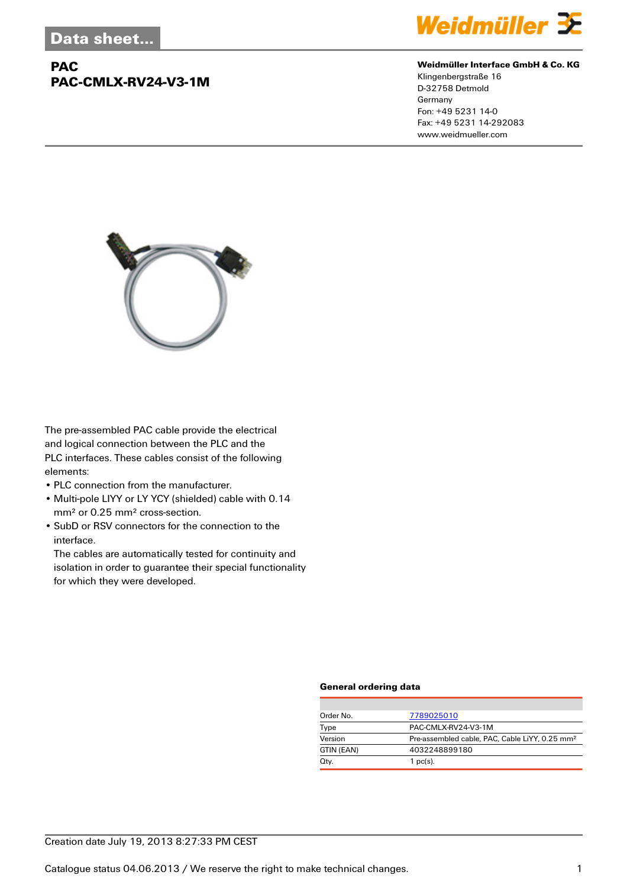Data sheet...

# PAC
# PAC-CMLX-RV24-V3-1M

**Weidmüller Interface GmbH & Co. KG**
Klingenbergstraße 16
D-32758 Detmold
Germany
Fon: +49 5231 14-0
Fax: +49 5231 14-292083
www.weidmueller.com

The pre-assembled PAC cable provide the electrical and logical connection between the PLC and the PLC interfaces. These cables consist of the following elements:

- PLC connection from the manufacturer.
- Multi-pole LIYY or LY YCY (shielded) cable with 0.14 mm² or 0.25 mm² cross-section.
- SubD or RSV connectors for the connection to the interface.
  The cables are automatically tested for continuity and isolation in order to guarantee their special functionality for which they were developed.

### General ordering data

| | |
|---|---|
| Order No. | 7789025010 |
| Type | PAC-CMLX-RV24-V3-1M |
| Version | Pre-assembled cable, PAC, Cable LiYY, 0.25 mm² |
| GTIN (EAN) | 4032248899180 |
| Qty. | 1 pc(s). |

Creation date July 19, 2013 8:27:33 PM CEST

Catalogue status 04.06.2013 / We reserve the right to make technical changes.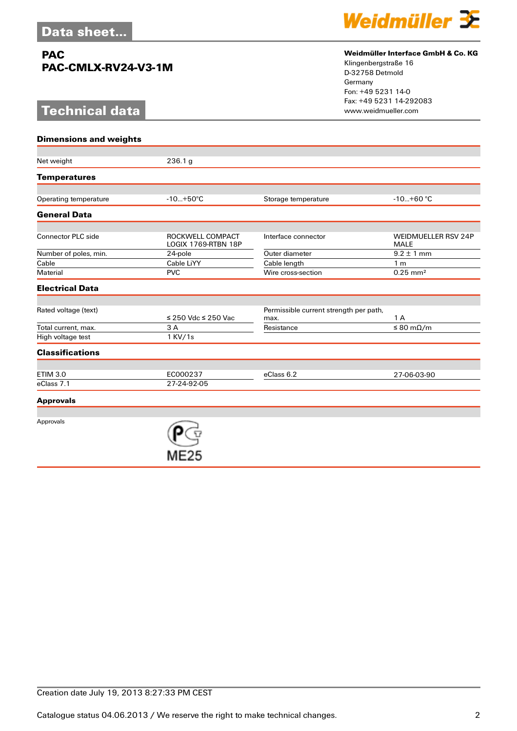# Data sheet...

## PAC
## PAC-CMLX-RV24-V3-1M

**Weidmüller Interface GmbH & Co. KG**
Klingenbergstraße 16
D-32758 Detmold
Germany
Fon: +49 5231 14-0
Fax: +49 5231 14-292083
www.weidmueller.com

# Technical data

### Dimensions and weights

| | | | |
|---|---|---|---|
| Net weight | 236.1 g | | |

### Temperatures

| | | | |
|---|---|---|---|
| Operating temperature | -10...+50°C | Storage temperature | -10...+60 °C |

### General Data

| | | | |
|---|---|---|---|
| Connector PLC side | ROCKWELL COMPACT LOGIX 1769-RTBN 18P | Interface connector | WEIDMUELLER RSV 24P MALE |
| Number of poles, min. | 24-pole | Outer diameter | 9.2 ± 1 mm |
| Cable | Cable LiYY | Cable length | 1 m |
| Material | PVC | Wire cross-section | 0.25 mm² |

### Electrical Data

| | | | |
|---|---|---|---|
| Rated voltage (text) | ≤ 250 Vdc ≤ 250 Vac | Permissible current strength per path, max. | 1 A |
| Total current, max. | 3 A | Resistance | ≤ 80 mΩ/m |
| High voltage test | 1 KV/1s | | |

### Classifications

| | | | |
|---|---|---|---|
| ETIM 3.0 | EC000237 | eClass 6.2 | 27-06-03-90 |
| eClass 7.1 | 27-24-92-05 | | |

### Approvals

Approvals

ME25

Creation date July 19, 2013 8:27:33 PM CEST

Catalogue status 04.06.2013 / We reserve the right to make technical changes.